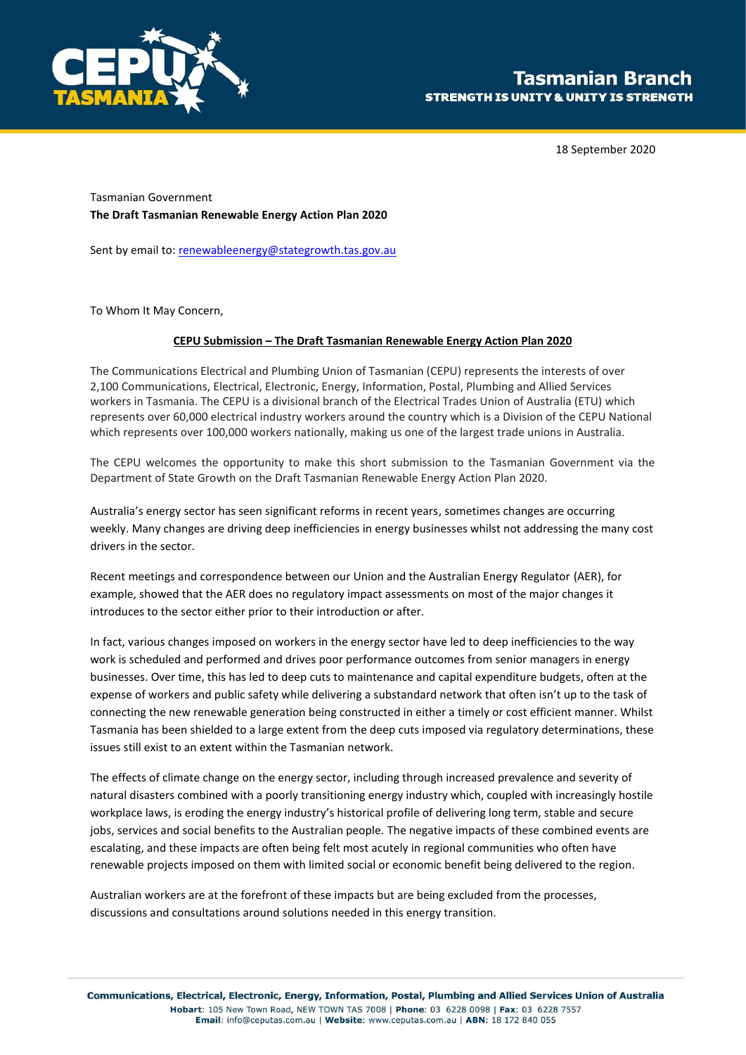**Tasmanian Branch**
**STRENGTH IS UNITY & UNITY IS STRENGTH**

18 September 2020

Tasmanian Government
**The Draft Tasmanian Renewable Energy Action Plan 2020**

Sent by email to: renewableenergy@stategrowth.tas.gov.au

To Whom It May Concern,

**CEPU Submission – The Draft Tasmanian Renewable Energy Action Plan 2020**

The Communications Electrical and Plumbing Union of Tasmanian (CEPU) represents the interests of over 2,100 Communications, Electrical, Electronic, Energy, Information, Postal, Plumbing and Allied Services workers in Tasmania. The CEPU is a divisional branch of the Electrical Trades Union of Australia (ETU) which represents over 60,000 electrical industry workers around the country which is a Division of the CEPU National which represents over 100,000 workers nationally, making us one of the largest trade unions in Australia.

The CEPU welcomes the opportunity to make this short submission to the Tasmanian Government via the Department of State Growth on the Draft Tasmanian Renewable Energy Action Plan 2020.

Australia's energy sector has seen significant reforms in recent years, sometimes changes are occurring weekly. Many changes are driving deep inefficiencies in energy businesses whilst not addressing the many cost drivers in the sector.

Recent meetings and correspondence between our Union and the Australian Energy Regulator (AER), for example, showed that the AER does no regulatory impact assessments on most of the major changes it introduces to the sector either prior to their introduction or after.

In fact, various changes imposed on workers in the energy sector have led to deep inefficiencies to the way work is scheduled and performed and drives poor performance outcomes from senior managers in energy businesses. Over time, this has led to deep cuts to maintenance and capital expenditure budgets, often at the expense of workers and public safety while delivering a substandard network that often isn't up to the task of connecting the new renewable generation being constructed in either a timely or cost efficient manner. Whilst Tasmania has been shielded to a large extent from the deep cuts imposed via regulatory determinations, these issues still exist to an extent within the Tasmanian network.

The effects of climate change on the energy sector, including through increased prevalence and severity of natural disasters combined with a poorly transitioning energy industry which, coupled with increasingly hostile workplace laws, is eroding the energy industry's historical profile of delivering long term, stable and secure jobs, services and social benefits to the Australian people. The negative impacts of these combined events are escalating, and these impacts are often being felt most acutely in regional communities who often have renewable projects imposed on them with limited social or economic benefit being delivered to the region.

Australian workers are at the forefront of these impacts but are being excluded from the processes, discussions and consultations around solutions needed in this energy transition.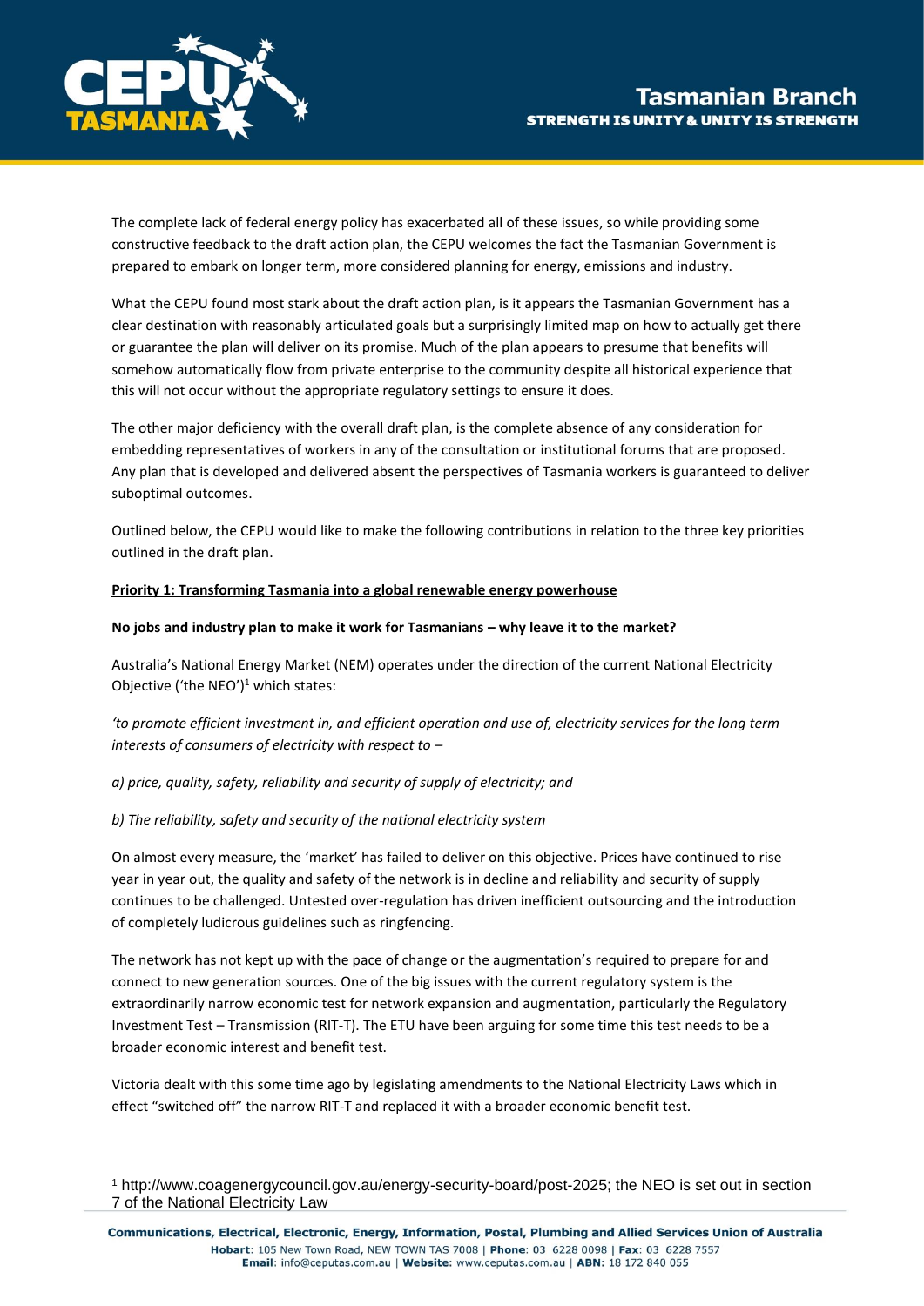The complete lack of federal energy policy has exacerbated all of these issues, so while providing some constructive feedback to the draft action plan, the CEPU welcomes the fact the Tasmanian Government is prepared to embark on longer term, more considered planning for energy, emissions and industry.

What the CEPU found most stark about the draft action plan, is it appears the Tasmanian Government has a clear destination with reasonably articulated goals but a surprisingly limited map on how to actually get there or guarantee the plan will deliver on its promise. Much of the plan appears to presume that benefits will somehow automatically flow from private enterprise to the community despite all historical experience that this will not occur without the appropriate regulatory settings to ensure it does.

The other major deficiency with the overall draft plan, is the complete absence of any consideration for embedding representatives of workers in any of the consultation or institutional forums that are proposed. Any plan that is developed and delivered absent the perspectives of Tasmania workers is guaranteed to deliver suboptimal outcomes.

Outlined below, the CEPU would like to make the following contributions in relation to the three key priorities outlined in the draft plan.

<u>**Priority 1: Transforming Tasmania into a global renewable energy powerhouse**</u>

**No jobs and industry plan to make it work for Tasmanians – why leave it to the market?**

Australia's National Energy Market (NEM) operates under the direction of the current National Electricity Objective ('the NEO')[1] which states:

*'to promote efficient investment in, and efficient operation and use of, electricity services for the long term interests of consumers of electricity with respect to –*

*a) price, quality, safety, reliability and security of supply of electricity; and*

*b) The reliability, safety and security of the national electricity system*

On almost every measure, the 'market' has failed to deliver on this objective. Prices have continued to rise year in year out, the quality and safety of the network is in decline and reliability and security of supply continues to be challenged. Untested over-regulation has driven inefficient outsourcing and the introduction of completely ludicrous guidelines such as ringfencing.

The network has not kept up with the pace of change or the augmentation's required to prepare for and connect to new generation sources. One of the big issues with the current regulatory system is the extraordinarily narrow economic test for network expansion and augmentation, particularly the Regulatory Investment Test – Transmission (RIT-T). The ETU have been arguing for some time this test needs to be a broader economic interest and benefit test.

Victoria dealt with this some time ago by legislating amendments to the National Electricity Laws which in effect "switched off" the narrow RIT-T and replaced it with a broader economic benefit test.

[1] http://www.coagenergycouncil.gov.au/energy-security-board/post-2025; the NEO is set out in section 7 of the National Electricity Law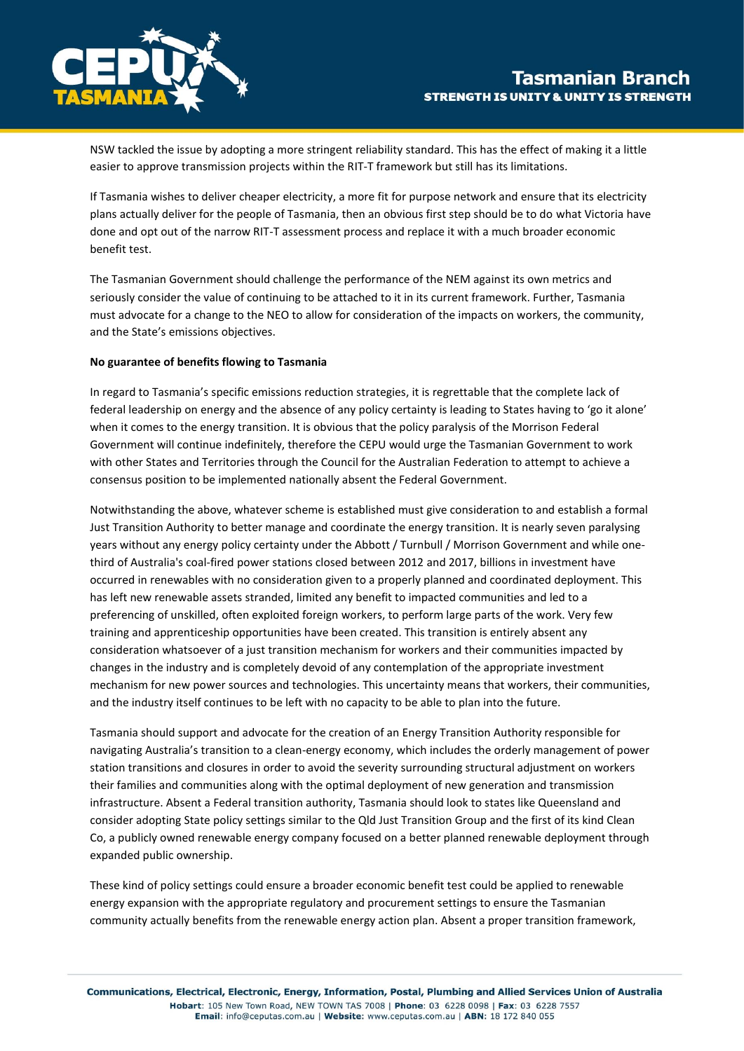NSW tackled the issue by adopting a more stringent reliability standard. This has the effect of making it a little easier to approve transmission projects within the RIT-T framework but still has its limitations.

If Tasmania wishes to deliver cheaper electricity, a more fit for purpose network and ensure that its electricity plans actually deliver for the people of Tasmania, then an obvious first step should be to do what Victoria have done and opt out of the narrow RIT-T assessment process and replace it with a much broader economic benefit test.

The Tasmanian Government should challenge the performance of the NEM against its own metrics and seriously consider the value of continuing to be attached to it in its current framework. Further, Tasmania must advocate for a change to the NEO to allow for consideration of the impacts on workers, the community, and the State's emissions objectives.

**No guarantee of benefits flowing to Tasmania**

In regard to Tasmania's specific emissions reduction strategies, it is regrettable that the complete lack of federal leadership on energy and the absence of any policy certainty is leading to States having to 'go it alone' when it comes to the energy transition. It is obvious that the policy paralysis of the Morrison Federal Government will continue indefinitely, therefore the CEPU would urge the Tasmanian Government to work with other States and Territories through the Council for the Australian Federation to attempt to achieve a consensus position to be implemented nationally absent the Federal Government.

Notwithstanding the above, whatever scheme is established must give consideration to and establish a formal Just Transition Authority to better manage and coordinate the energy transition. It is nearly seven paralysing years without any energy policy certainty under the Abbott / Turnbull / Morrison Government and while one-third of Australia's coal-fired power stations closed between 2012 and 2017, billions in investment have occurred in renewables with no consideration given to a properly planned and coordinated deployment. This has left new renewable assets stranded, limited any benefit to impacted communities and led to a preferencing of unskilled, often exploited foreign workers, to perform large parts of the work. Very few training and apprenticeship opportunities have been created. This transition is entirely absent any consideration whatsoever of a just transition mechanism for workers and their communities impacted by changes in the industry and is completely devoid of any contemplation of the appropriate investment mechanism for new power sources and technologies. This uncertainty means that workers, their communities, and the industry itself continues to be left with no capacity to be able to plan into the future.

Tasmania should support and advocate for the creation of an Energy Transition Authority responsible for navigating Australia's transition to a clean-energy economy, which includes the orderly management of power station transitions and closures in order to avoid the severity surrounding structural adjustment on workers their families and communities along with the optimal deployment of new generation and transmission infrastructure. Absent a Federal transition authority, Tasmania should look to states like Queensland and consider adopting State policy settings similar to the Qld Just Transition Group and the first of its kind Clean Co, a publicly owned renewable energy company focused on a better planned renewable deployment through expanded public ownership.

These kind of policy settings could ensure a broader economic benefit test could be applied to renewable energy expansion with the appropriate regulatory and procurement settings to ensure the Tasmanian community actually benefits from the renewable energy action plan. Absent a proper transition framework,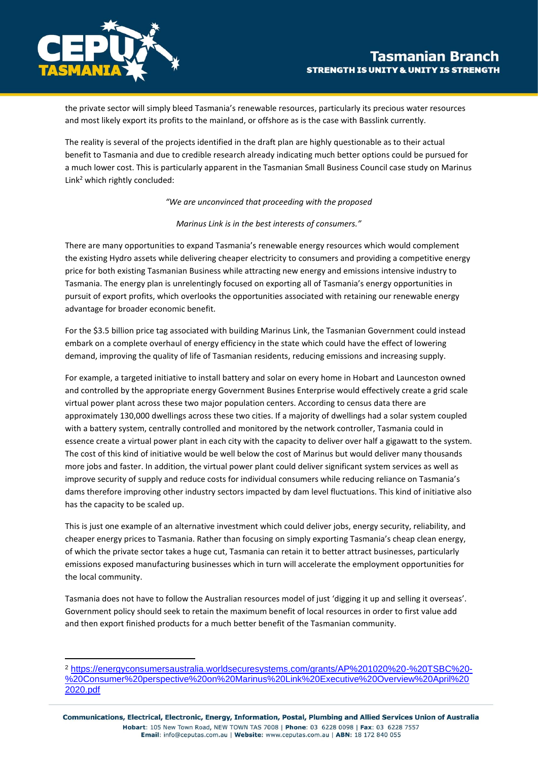the private sector will simply bleed Tasmania's renewable resources, particularly its precious water resources and most likely export its profits to the mainland, or offshore as is the case with Basslink currently.

The reality is several of the projects identified in the draft plan are highly questionable as to their actual benefit to Tasmania and due to credible research already indicating much better options could be pursued for a much lower cost. This is particularly apparent in the Tasmanian Small Business Council case study on Marinus Link[2] which rightly concluded:

*"We are unconvinced that proceeding with the proposed*

*Marinus Link is in the best interests of consumers."*

There are many opportunities to expand Tasmania's renewable energy resources which would complement the existing Hydro assets while delivering cheaper electricity to consumers and providing a competitive energy price for both existing Tasmanian Business while attracting new energy and emissions intensive industry to Tasmania. The energy plan is unrelentingly focused on exporting all of Tasmania's energy opportunities in pursuit of export profits, which overlooks the opportunities associated with retaining our renewable energy advantage for broader economic benefit.

For the $3.5 billion price tag associated with building Marinus Link, the Tasmanian Government could instead embark on a complete overhaul of energy efficiency in the state which could have the effect of lowering demand, improving the quality of life of Tasmanian residents, reducing emissions and increasing supply.

For example, a targeted initiative to install battery and solar on every home in Hobart and Launceston owned and controlled by the appropriate energy Government Busines Enterprise would effectively create a grid scale virtual power plant across these two major population centers. According to census data there are approximately 130,000 dwellings across these two cities. If a majority of dwellings had a solar system coupled with a battery system, centrally controlled and monitored by the network controller, Tasmania could in essence create a virtual power plant in each city with the capacity to deliver over half a gigawatt to the system. The cost of this kind of initiative would be well below the cost of Marinus but would deliver many thousands more jobs and faster. In addition, the virtual power plant could deliver significant system services as well as improve security of supply and reduce costs for individual consumers while reducing reliance on Tasmania's dams therefore improving other industry sectors impacted by dam level fluctuations. This kind of initiative also has the capacity to be scaled up.

This is just one example of an alternative investment which could deliver jobs, energy security, reliability, and cheaper energy prices to Tasmania. Rather than focusing on simply exporting Tasmania's cheap clean energy, of which the private sector takes a huge cut, Tasmania can retain it to better attract businesses, particularly emissions exposed manufacturing businesses which in turn will accelerate the employment opportunities for the local community.

Tasmania does not have to follow the Australian resources model of just 'digging it up and selling it overseas'. Government policy should seek to retain the maximum benefit of local resources in order to first value add and then export finished products for a much better benefit of the Tasmanian community.

[2] https://energyconsumersaustralia.worldsecuresystems.com/grants/AP%201020%20-%20TSBC%20-%20Consumer%20perspective%20on%20Marinus%20Link%20Executive%20Overview%20April%202020.pdf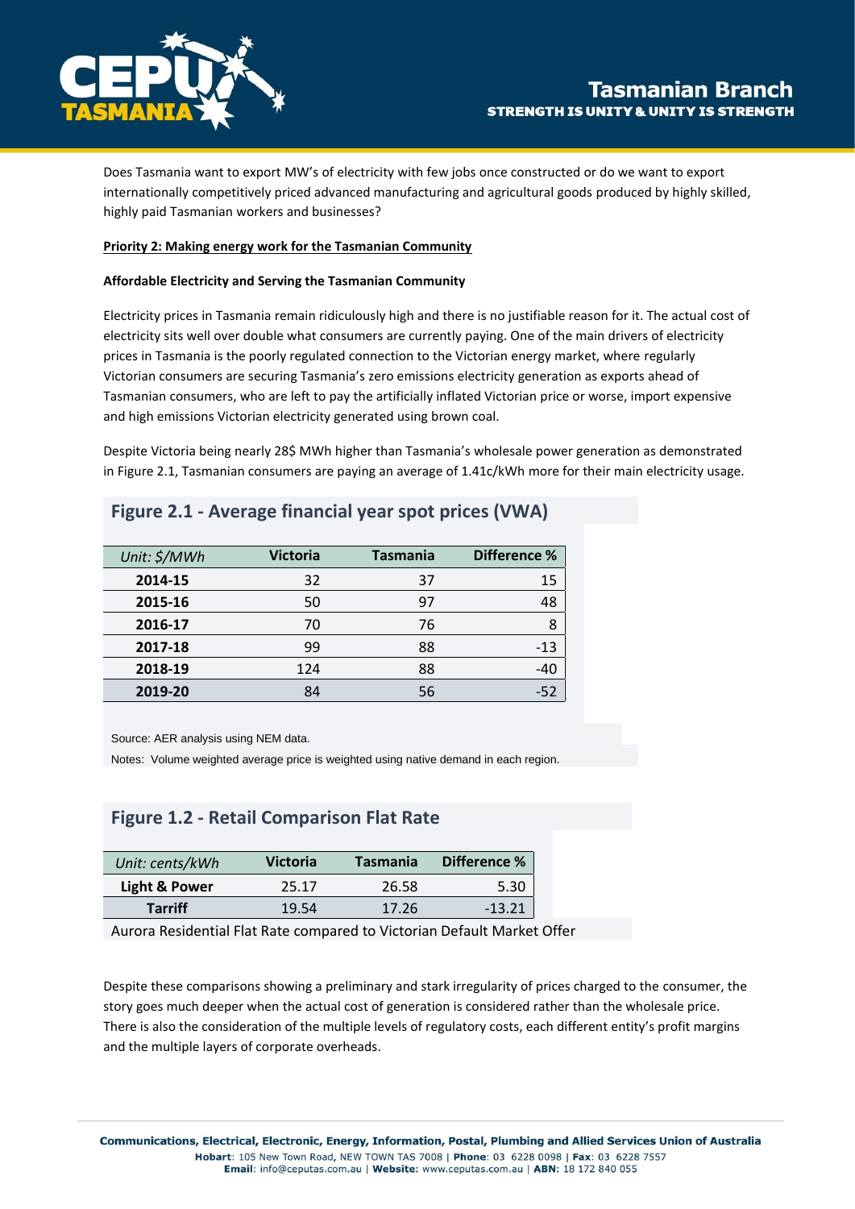Does Tasmania want to export MW's of electricity with few jobs once constructed or do we want to export internationally competitively priced advanced manufacturing and agricultural goods produced by highly skilled, highly paid Tasmanian workers and businesses?

**Priority 2: Making energy work for the Tasmanian Community**

**Affordable Electricity and Serving the Tasmanian Community**

Electricity prices in Tasmania remain ridiculously high and there is no justifiable reason for it. The actual cost of electricity sits well over double what consumers are currently paying. One of the main drivers of electricity prices in Tasmania is the poorly regulated connection to the Victorian energy market, where regularly Victorian consumers are securing Tasmania's zero emissions electricity generation as exports ahead of Tasmanian consumers, who are left to pay the artificially inflated Victorian price or worse, import expensive and high emissions Victorian electricity generated using brown coal.

Despite Victoria being nearly 28$ MWh higher than Tasmania's wholesale power generation as demonstrated in Figure 2.1, Tasmanian consumers are paying an average of 1.41c/kWh more for their main electricity usage.

## Figure 2.1 - Average financial year spot prices (VWA)

| *Unit: $/MWh* | Victoria | Tasmania | Difference % |
|---|---|---|---|
| **2014-15** | 32 | 37 | 15 |
| **2015-16** | 50 | 97 | 48 |
| **2016-17** | 70 | 76 | 8 |
| **2017-18** | 99 | 88 | -13 |
| **2018-19** | 124 | 88 | -40 |
| **2019-20** | 84 | 56 | -52 |

Source: AER analysis using NEM data.

Notes: Volume weighted average price is weighted using native demand in each region.

## Figure 1.2 - Retail Comparison Flat Rate

| *Unit: cents/kWh* | Victoria | Tasmania | Difference % |
|---|---|---|---|
| **Light & Power** | 25.17 | 26.58 | 5.30 |
| **Tarriff** | 19.54 | 17.26 | -13.21 |

Aurora Residential Flat Rate compared to Victorian Default Market Offer

Despite these comparisons showing a preliminary and stark irregularity of prices charged to the consumer, the story goes much deeper when the actual cost of generation is considered rather than the wholesale price. There is also the consideration of the multiple levels of regulatory costs, each different entity's profit margins and the multiple layers of corporate overheads.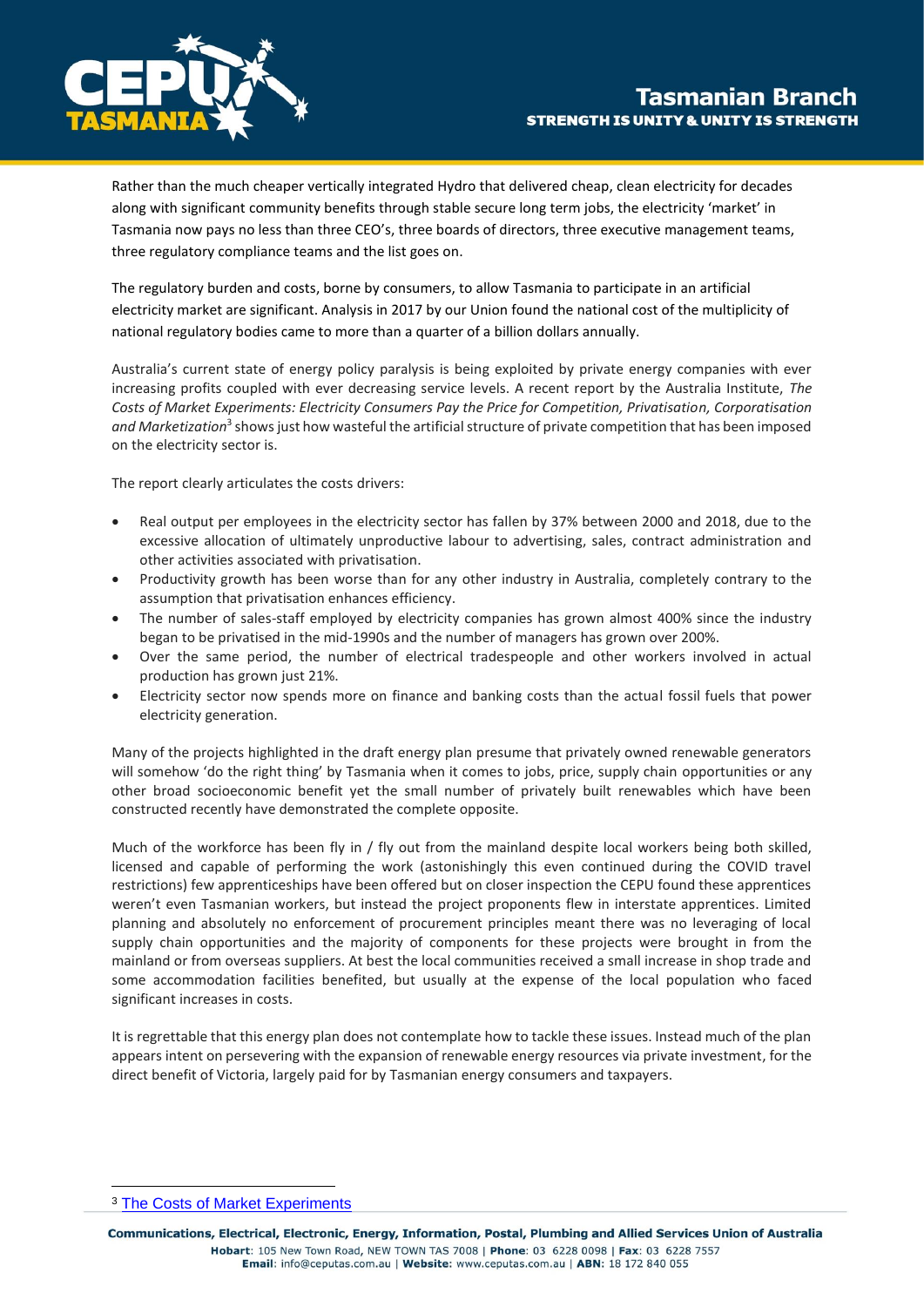Rather than the much cheaper vertically integrated Hydro that delivered cheap, clean electricity for decades along with significant community benefits through stable secure long term jobs, the electricity 'market' in Tasmania now pays no less than three CEO's, three boards of directors, three executive management teams, three regulatory compliance teams and the list goes on.

The regulatory burden and costs, borne by consumers, to allow Tasmania to participate in an artificial electricity market are significant. Analysis in 2017 by our Union found the national cost of the multiplicity of national regulatory bodies came to more than a quarter of a billion dollars annually.

Australia's current state of energy policy paralysis is being exploited by private energy companies with ever increasing profits coupled with ever decreasing service levels. A recent report by the Australia Institute, *The Costs of Market Experiments: Electricity Consumers Pay the Price for Competition, Privatisation, Corporatisation and Marketization*[3] shows just how wasteful the artificial structure of private competition that has been imposed on the electricity sector is.

The report clearly articulates the costs drivers:

- Real output per employees in the electricity sector has fallen by 37% between 2000 and 2018, due to the excessive allocation of ultimately unproductive labour to advertising, sales, contract administration and other activities associated with privatisation.
- Productivity growth has been worse than for any other industry in Australia, completely contrary to the assumption that privatisation enhances efficiency.
- The number of sales-staff employed by electricity companies has grown almost 400% since the industry began to be privatised in the mid-1990s and the number of managers has grown over 200%.
- Over the same period, the number of electrical tradespeople and other workers involved in actual production has grown just 21%.
- Electricity sector now spends more on finance and banking costs than the actual fossil fuels that power electricity generation.

Many of the projects highlighted in the draft energy plan presume that privately owned renewable generators will somehow 'do the right thing' by Tasmania when it comes to jobs, price, supply chain opportunities or any other broad socioeconomic benefit yet the small number of privately built renewables which have been constructed recently have demonstrated the complete opposite.

Much of the workforce has been fly in / fly out from the mainland despite local workers being both skilled, licensed and capable of performing the work (astonishingly this even continued during the COVID travel restrictions) few apprenticeships have been offered but on closer inspection the CEPU found these apprentices weren't even Tasmanian workers, but instead the project proponents flew in interstate apprentices. Limited planning and absolutely no enforcement of procurement principles meant there was no leveraging of local supply chain opportunities and the majority of components for these projects were brought in from the mainland or from overseas suppliers. At best the local communities received a small increase in shop trade and some accommodation facilities benefited, but usually at the expense of the local population who faced significant increases in costs.

It is regrettable that this energy plan does not contemplate how to tackle these issues. Instead much of the plan appears intent on persevering with the expansion of renewable energy resources via private investment, for the direct benefit of Victoria, largely paid for by Tasmanian energy consumers and taxpayers.

[3] The Costs of Market Experiments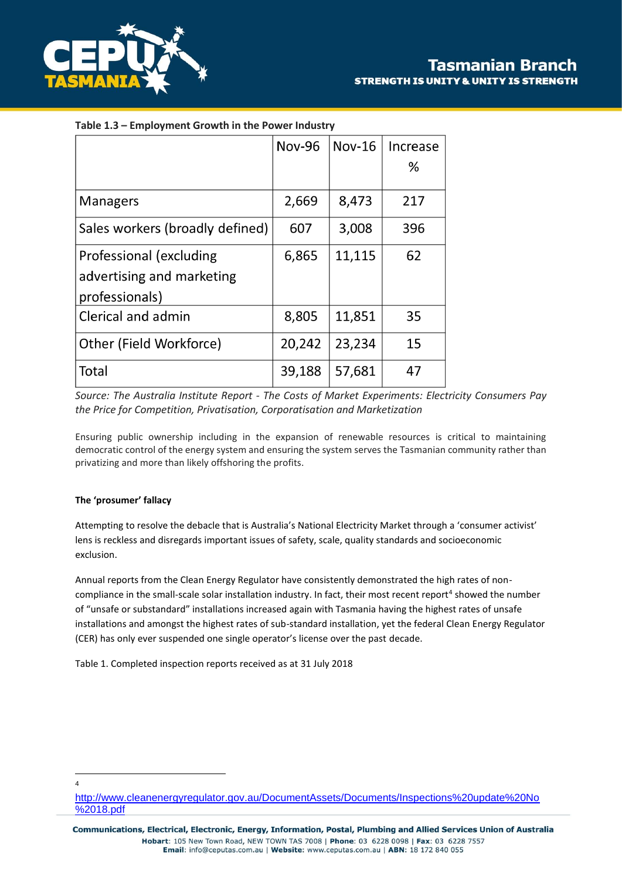**Table 1.3 – Employment Growth in the Power Industry**

| | Nov-96 | Nov-16 | Increase % |
|---|---|---|---|
| Managers | 2,669 | 8,473 | 217 |
| Sales workers (broadly defined) | 607 | 3,008 | 396 |
| Professional (excluding advertising and marketing professionals) | 6,865 | 11,115 | 62 |
| Clerical and admin | 8,805 | 11,851 | 35 |
| Other (Field Workforce) | 20,242 | 23,234 | 15 |
| Total | 39,188 | 57,681 | 47 |

*Source: The Australia Institute Report - The Costs of Market Experiments: Electricity Consumers Pay the Price for Competition, Privatisation, Corporatisation and Marketization*

Ensuring public ownership including in the expansion of renewable resources is critical to maintaining democratic control of the energy system and ensuring the system serves the Tasmanian community rather than privatizing and more than likely offshoring the profits.

**The 'prosumer' fallacy**

Attempting to resolve the debacle that is Australia's National Electricity Market through a 'consumer activist' lens is reckless and disregards important issues of safety, scale, quality standards and socioeconomic exclusion.

Annual reports from the Clean Energy Regulator have consistently demonstrated the high rates of non-compliance in the small-scale solar installation industry. In fact, their most recent report[4] showed the number of "unsafe or substandard" installations increased again with Tasmania having the highest rates of unsafe installations and amongst the highest rates of sub-standard installation, yet the federal Clean Energy Regulator (CER) has only ever suspended one single operator's license over the past decade.

Table 1. Completed inspection reports received as at 31 July 2018

---

4 http://www.cleanenergyregulator.gov.au/DocumentAssets/Documents/Inspections%20update%20No%2018.pdf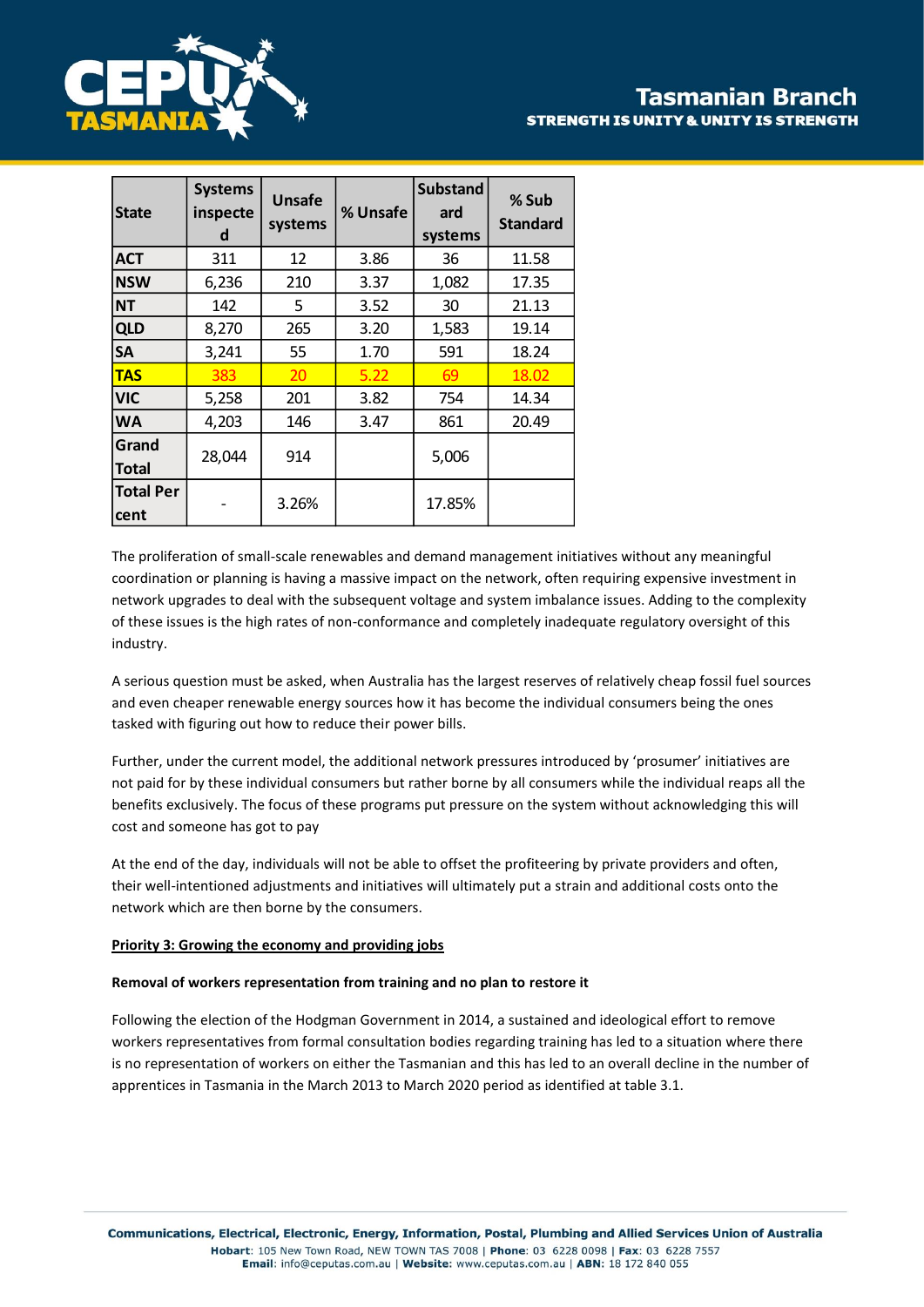| State | Systems inspected | Unsafe systems | % Unsafe | Substandard systems | % Sub Standard |
|---|---|---|---|---|---|
| ACT | 311 | 12 | 3.86 | 36 | 11.58 |
| NSW | 6,236 | 210 | 3.37 | 1,082 | 17.35 |
| NT | 142 | 5 | 3.52 | 30 | 21.13 |
| QLD | 8,270 | 265 | 3.20 | 1,583 | 19.14 |
| SA | 3,241 | 55 | 1.70 | 591 | 18.24 |
| TAS | 383 | 20 | 5.22 | 69 | 18.02 |
| VIC | 5,258 | 201 | 3.82 | 754 | 14.34 |
| WA | 4,203 | 146 | 3.47 | 861 | 20.49 |
| Grand Total | 28,044 | 914 | | 5,006 | |
| Total Per cent | - | 3.26% | | 17.85% | |

The proliferation of small-scale renewables and demand management initiatives without any meaningful coordination or planning is having a massive impact on the network, often requiring expensive investment in network upgrades to deal with the subsequent voltage and system imbalance issues. Adding to the complexity of these issues is the high rates of non-conformance and completely inadequate regulatory oversight of this industry.

A serious question must be asked, when Australia has the largest reserves of relatively cheap fossil fuel sources and even cheaper renewable energy sources how it has become the individual consumers being the ones tasked with figuring out how to reduce their power bills.

Further, under the current model, the additional network pressures introduced by 'prosumer' initiatives are not paid for by these individual consumers but rather borne by all consumers while the individual reaps all the benefits exclusively. The focus of these programs put pressure on the system without acknowledging this will cost and someone has got to pay

At the end of the day, individuals will not be able to offset the profiteering by private providers and often, their well-intentioned adjustments and initiatives will ultimately put a strain and additional costs onto the network which are then borne by the consumers.

## Priority 3: Growing the economy and providing jobs

**Removal of workers representation from training and no plan to restore it**

Following the election of the Hodgman Government in 2014, a sustained and ideological effort to remove workers representatives from formal consultation bodies regarding training has led to a situation where there is no representation of workers on either the Tasmanian and this has led to an overall decline in the number of apprentices in Tasmania in the March 2013 to March 2020 period as identified at table 3.1.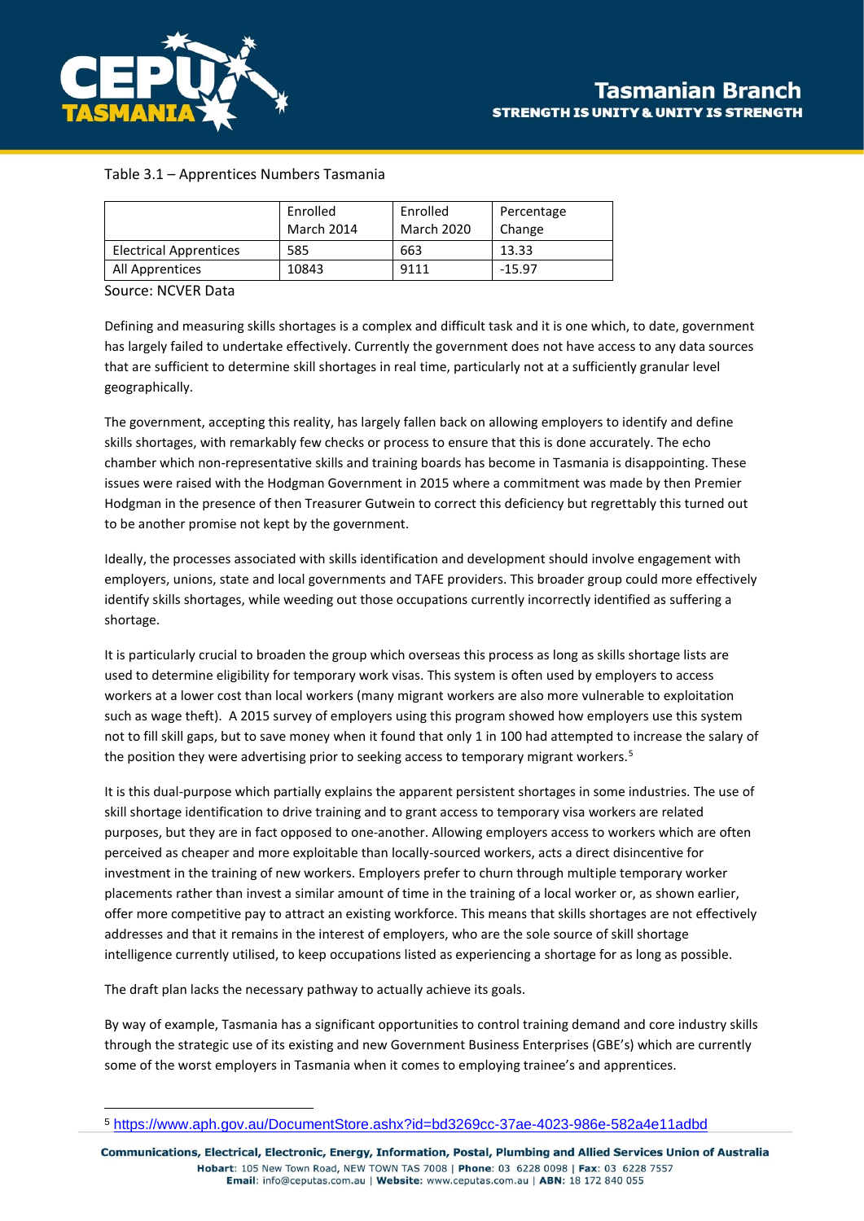Table 3.1 – Apprentices Numbers Tasmania

| | Enrolled March 2014 | Enrolled March 2020 | Percentage Change |
|---|---|---|---|
| Electrical Apprentices | 585 | 663 | 13.33 |
| All Apprentices | 10843 | 9111 | -15.97 |

Source: NCVER Data

Defining and measuring skills shortages is a complex and difficult task and it is one which, to date, government has largely failed to undertake effectively. Currently the government does not have access to any data sources that are sufficient to determine skill shortages in real time, particularly not at a sufficiently granular level geographically.

The government, accepting this reality, has largely fallen back on allowing employers to identify and define skills shortages, with remarkably few checks or process to ensure that this is done accurately. The echo chamber which non-representative skills and training boards has become in Tasmania is disappointing. These issues were raised with the Hodgman Government in 2015 where a commitment was made by then Premier Hodgman in the presence of then Treasurer Gutwein to correct this deficiency but regrettably this turned out to be another promise not kept by the government.

Ideally, the processes associated with skills identification and development should involve engagement with employers, unions, state and local governments and TAFE providers. This broader group could more effectively identify skills shortages, while weeding out those occupations currently incorrectly identified as suffering a shortage.

It is particularly crucial to broaden the group which overseas this process as long as skills shortage lists are used to determine eligibility for temporary work visas. This system is often used by employers to access workers at a lower cost than local workers (many migrant workers are also more vulnerable to exploitation such as wage theft). A 2015 survey of employers using this program showed how employers use this system not to fill skill gaps, but to save money when it found that only 1 in 100 had attempted to increase the salary of the position they were advertising prior to seeking access to temporary migrant workers.[5]

It is this dual-purpose which partially explains the apparent persistent shortages in some industries. The use of skill shortage identification to drive training and to grant access to temporary visa workers are related purposes, but they are in fact opposed to one-another. Allowing employers access to workers which are often perceived as cheaper and more exploitable than locally-sourced workers, acts a direct disincentive for investment in the training of new workers. Employers prefer to churn through multiple temporary worker placements rather than invest a similar amount of time in the training of a local worker or, as shown earlier, offer more competitive pay to attract an existing workforce. This means that skills shortages are not effectively addresses and that it remains in the interest of employers, who are the sole source of skill shortage intelligence currently utilised, to keep occupations listed as experiencing a shortage for as long as possible.

The draft plan lacks the necessary pathway to actually achieve its goals.

By way of example, Tasmania has a significant opportunities to control training demand and core industry skills through the strategic use of its existing and new Government Business Enterprises (GBE's) which are currently some of the worst employers in Tasmania when it comes to employing trainee's and apprentices.

[5] https://www.aph.gov.au/DocumentStore.ashx?id=bd3269cc-37ae-4023-986e-582a4e11adbd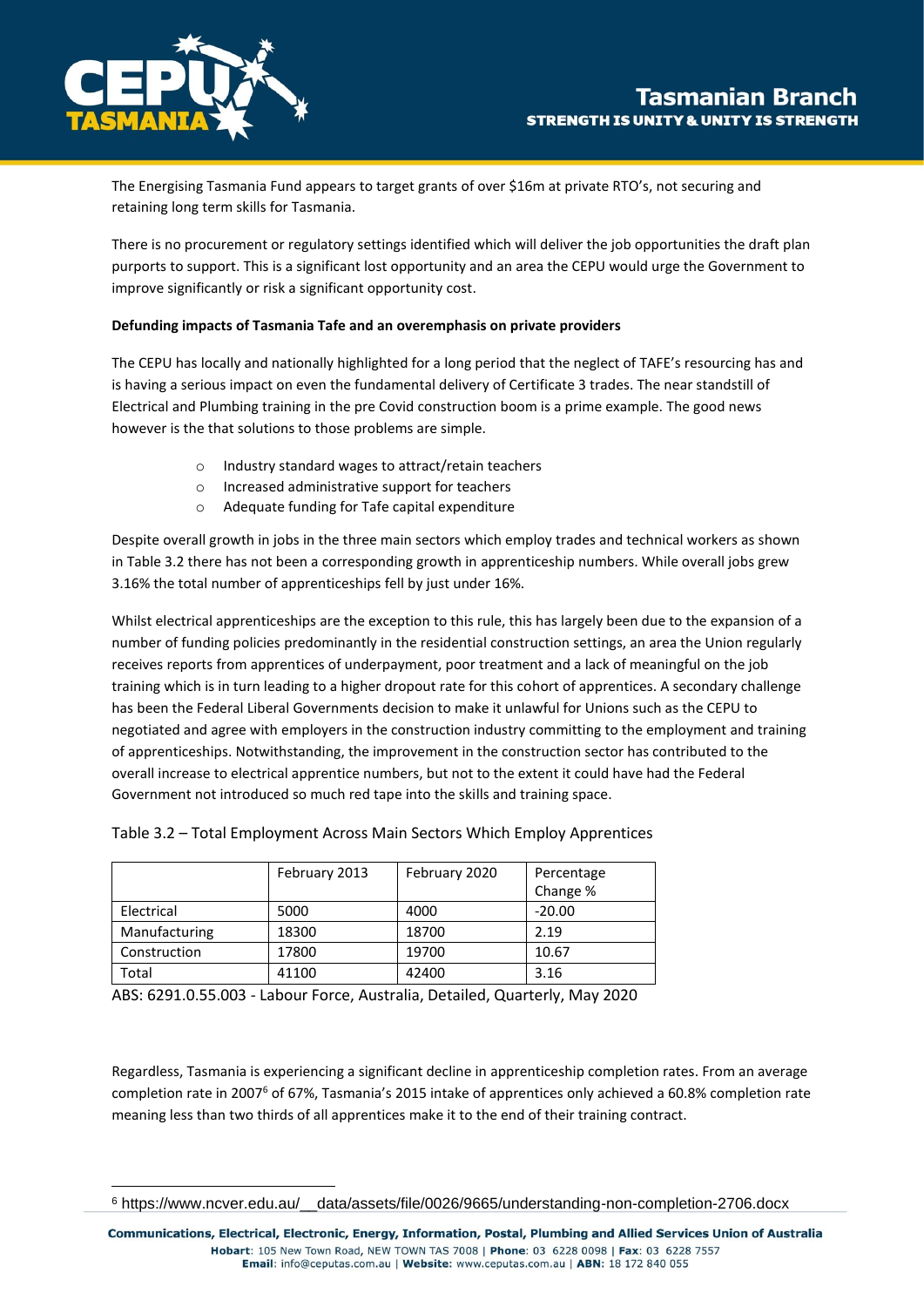The Energising Tasmania Fund appears to target grants of over $16m at private RTO's, not securing and retaining long term skills for Tasmania.

There is no procurement or regulatory settings identified which will deliver the job opportunities the draft plan purports to support. This is a significant lost opportunity and an area the CEPU would urge the Government to improve significantly or risk a significant opportunity cost.

**Defunding impacts of Tasmania Tafe and an overemphasis on private providers**

The CEPU has locally and nationally highlighted for a long period that the neglect of TAFE's resourcing has and is having a serious impact on even the fundamental delivery of Certificate 3 trades. The near standstill of Electrical and Plumbing training in the pre Covid construction boom is a prime example. The good news however is the that solutions to those problems are simple.

- Industry standard wages to attract/retain teachers
- Increased administrative support for teachers
- Adequate funding for Tafe capital expenditure

Despite overall growth in jobs in the three main sectors which employ trades and technical workers as shown in Table 3.2 there has not been a corresponding growth in apprenticeship numbers. While overall jobs grew 3.16% the total number of apprenticeships fell by just under 16%.

Whilst electrical apprenticeships are the exception to this rule, this has largely been due to the expansion of a number of funding policies predominantly in the residential construction settings, an area the Union regularly receives reports from apprentices of underpayment, poor treatment and a lack of meaningful on the job training which is in turn leading to a higher dropout rate for this cohort of apprentices. A secondary challenge has been the Federal Liberal Governments decision to make it unlawful for Unions such as the CEPU to negotiated and agree with employers in the construction industry committing to the employment and training of apprenticeships. Notwithstanding, the improvement in the construction sector has contributed to the overall increase to electrical apprentice numbers, but not to the extent it could have had the Federal Government not introduced so much red tape into the skills and training space.

Table 3.2 – Total Employment Across Main Sectors Which Employ Apprentices

| | February 2013 | February 2020 | Percentage Change % |
|---|---|---|---|
| Electrical | 5000 | 4000 | -20.00 |
| Manufacturing | 18300 | 18700 | 2.19 |
| Construction | 17800 | 19700 | 10.67 |
| Total | 41100 | 42400 | 3.16 |

ABS: 6291.0.55.003 - Labour Force, Australia, Detailed, Quarterly, May 2020

Regardless, Tasmania is experiencing a significant decline in apprenticeship completion rates. From an average completion rate in 2007[6] of 67%, Tasmania's 2015 intake of apprentices only achieved a 60.8% completion rate meaning less than two thirds of all apprentices make it to the end of their training contract.

[6] https://www.ncver.edu.au/__data/assets/file/0026/9665/understanding-non-completion-2706.docx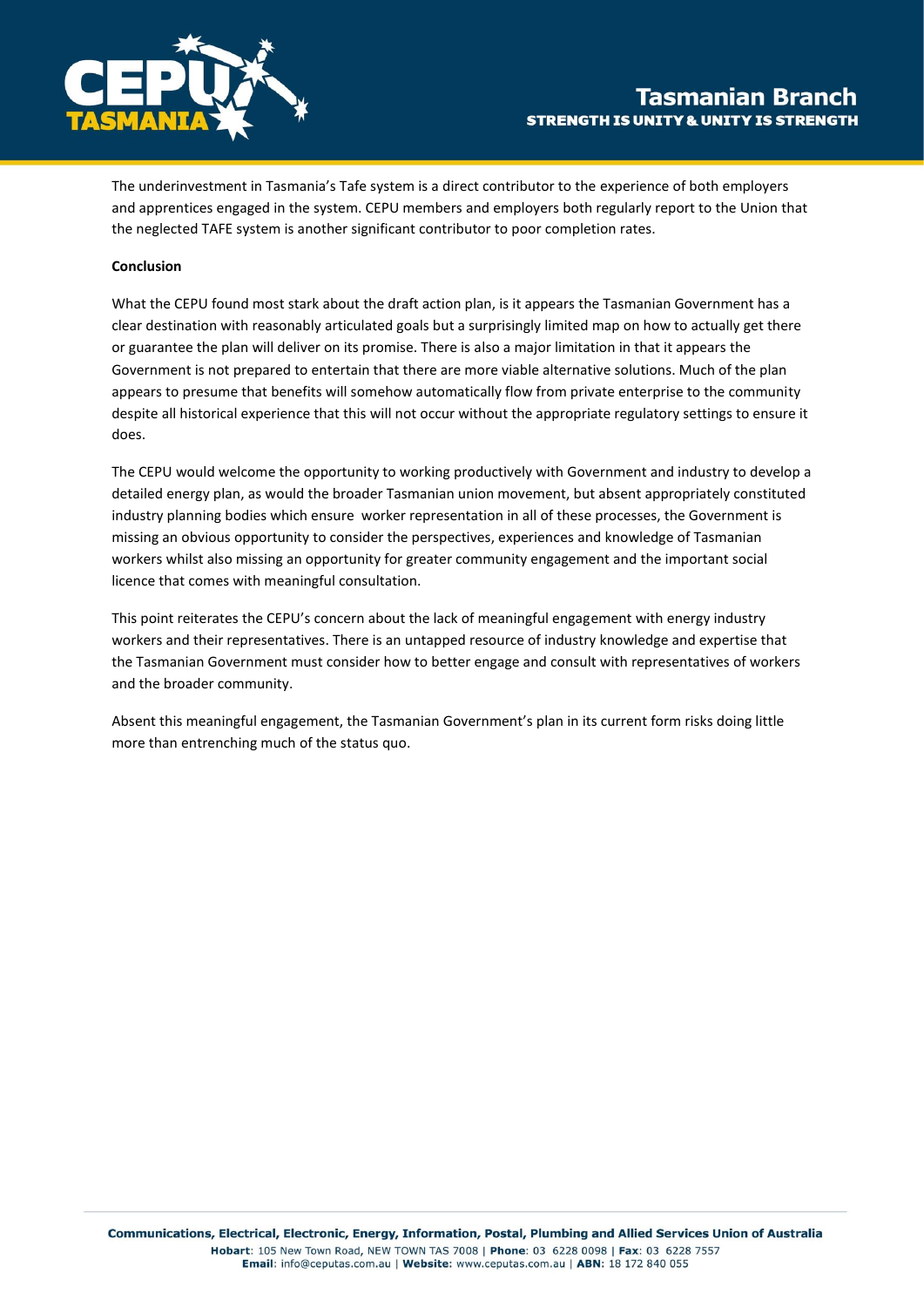The underinvestment in Tasmania's Tafe system is a direct contributor to the experience of both employers and apprentices engaged in the system. CEPU members and employers both regularly report to the Union that the neglected TAFE system is another significant contributor to poor completion rates.

**Conclusion**

What the CEPU found most stark about the draft action plan, is it appears the Tasmanian Government has a clear destination with reasonably articulated goals but a surprisingly limited map on how to actually get there or guarantee the plan will deliver on its promise. There is also a major limitation in that it appears the Government is not prepared to entertain that there are more viable alternative solutions. Much of the plan appears to presume that benefits will somehow automatically flow from private enterprise to the community despite all historical experience that this will not occur without the appropriate regulatory settings to ensure it does.

The CEPU would welcome the opportunity to working productively with Government and industry to develop a detailed energy plan, as would the broader Tasmanian union movement, but absent appropriately constituted industry planning bodies which ensure worker representation in all of these processes, the Government is missing an obvious opportunity to consider the perspectives, experiences and knowledge of Tasmanian workers whilst also missing an opportunity for greater community engagement and the important social licence that comes with meaningful consultation.

This point reiterates the CEPU's concern about the lack of meaningful engagement with energy industry workers and their representatives. There is an untapped resource of industry knowledge and expertise that the Tasmanian Government must consider how to better engage and consult with representatives of workers and the broader community.

Absent this meaningful engagement, the Tasmanian Government's plan in its current form risks doing little more than entrenching much of the status quo.